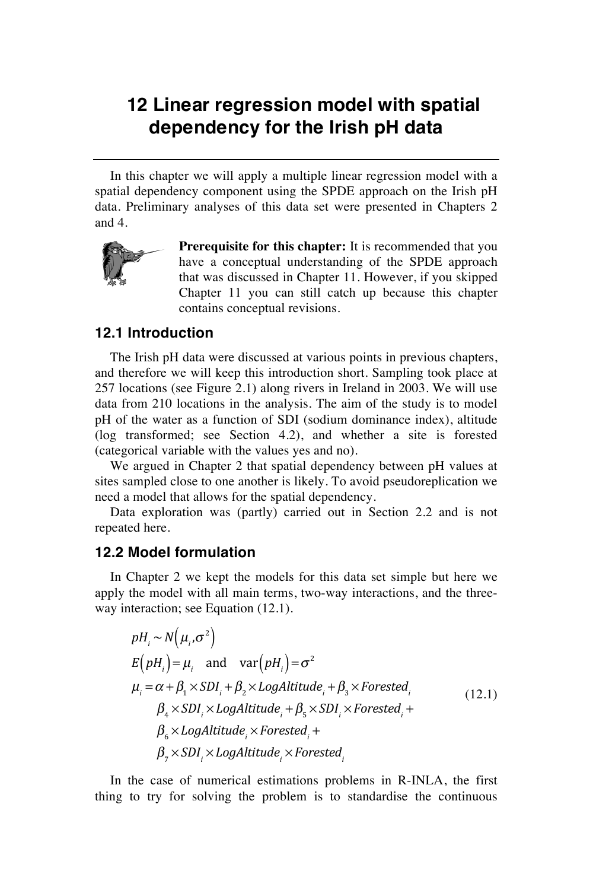# 12 Linear regression model with spatial dependency for the Irish pH data

In this chapter we will apply a multiple linear regression model with a spatial dependency component using the SPDE approach on the Irish pH data. Preliminary analyses of this data set were presented in Chapters 2 and 4.

**Prerequisite for this chapter:** It is recommended that you have a conceptual understanding of the SPDE approach that was discussed in Chapter 11. However, if you skipped Chapter 11 you can still catch up because this chapter contains conceptual revisions.

## 12.1 Introduction

The Irish pH data were discussed at various points in previous chapters, and therefore we will keep this introduction short. Sampling took place at 257 locations (see Figure 2.1) along rivers in Ireland in 2003. We will use data from 210 locations in the analysis. The aim of the study is to model pH of the water as a function of SDI (sodium dominance index), altitude (log transformed; see Section 4.2), and whether a site is forested (categorical variable with the values yes and no).

We argued in Chapter 2 that spatial dependency between pH values at sites sampled close to one another is likely. To avoid pseudoreplication we need a model that allows for the spatial dependency.

Data exploration was (partly) carried out in Section 2.2 and is not repeated here.

## 12.2 Model formulation

In Chapter 2 we kept the models for this data set simple but here we apply the model with all main terms, two-way interactions, and the three-way interaction; see Equation (12.1).

$$
\begin{aligned}
& pH_i \sim N\left(\mu_i, \sigma^2\right) \\
& E\left(pH_i\right) = \mu_i \quad \text{and} \quad \text{var}\left(pH_i\right) = \sigma^2 \\
& \mu_i = \alpha + \beta_1 \times SDI_i + \beta_2 \times LogAltitude_i + \beta_3 \times Forested_i \\
& \qquad \beta_4 \times SDI_i \times LogAltitude_i + \beta_5 \times SDI_i \times Forested_i + \\
& \qquad \beta_6 \times LogAltitude_i \times Forested_i + \\
& \qquad \beta_7 \times SDI_i \times LogAltitude_i \times Forested_i
\end{aligned}
\tag{12.1}
$$

In the case of numerical estimations problems in R-INLA, the first thing to try for solving the problem is to standardise the continuous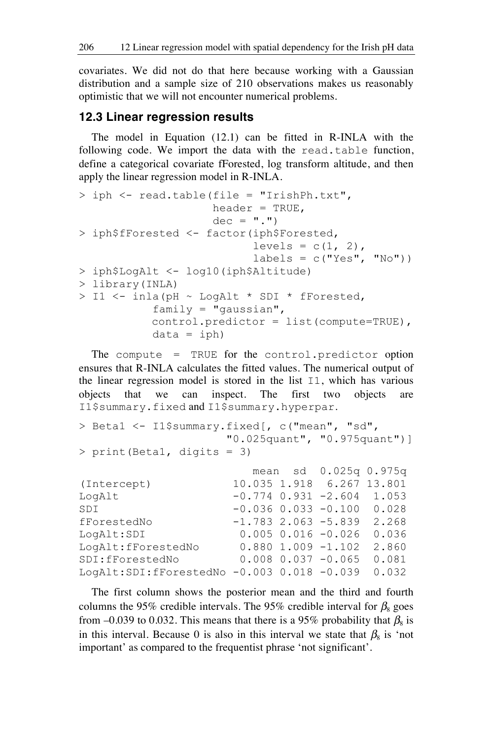covariates. We did not do that here because working with a Gaussian distribution and a sample size of 210 observations makes us reasonably optimistic that we will not encounter numerical problems.

## 12.3 Linear regression results

The model in Equation (12.1) can be fitted in R-INLA with the following code. We import the data with the `read.table` function, define a categorical covariate fForested, log transform altitude, and then apply the linear regression model in R-INLA.

```
> iph <- read.table(file = "IrishPh.txt",
                    header = TRUE,
                    dec = ".")
> iph$fForested <- factor(iph$Forested,
                          levels = c(1, 2),
                          labels = c("Yes", "No"))
> iph$LogAlt <- log10(iph$Altitude)
> library(INLA)
> I1 <- inla(pH ~ LogAlt * SDI * fForested,
           family = "gaussian",
           control.predictor = list(compute=TRUE),
           data = iph)
```

The `compute = TRUE` for the `control.predictor` option ensures that R-INLA calculates the fitted values. The numerical output of the linear regression model is stored in the list `I1`, which has various objects that we can inspect. The first two objects are `I1$summary.fixed` and `I1$summary.hyperpar`.

```
> Beta1 <- I1$summary.fixed[, c("mean", "sd",
                        "0.025quant", "0.975quant")]
> print(Beta1, digits = 3)

                         mean   sd  0.025q 0.975q
(Intercept)            10.035 1.918  6.267 13.801
LogAlt                 -0.774 0.931 -2.604  1.053
SDI                    -0.036 0.033 -0.100  0.028
fForestedNo            -1.783 2.063 -5.839  2.268
LogAlt:SDI              0.005 0.016 -0.026  0.036
LogAlt:fForestedNo      0.880 1.009 -1.102  2.860
SDI:fForestedNo         0.008 0.037 -0.065  0.081
LogAlt:SDI:fForestedNo -0.003 0.018 -0.039  0.032
```

The first column shows the posterior mean and the third and fourth columns the 95% credible intervals. The 95% credible interval for $\beta_8$ goes from –0.039 to 0.032. This means that there is a 95% probability that $\beta_8$ is in this interval. Because 0 is also in this interval we state that $\beta_8$ is 'not important' as compared to the frequentist phrase 'not significant'.